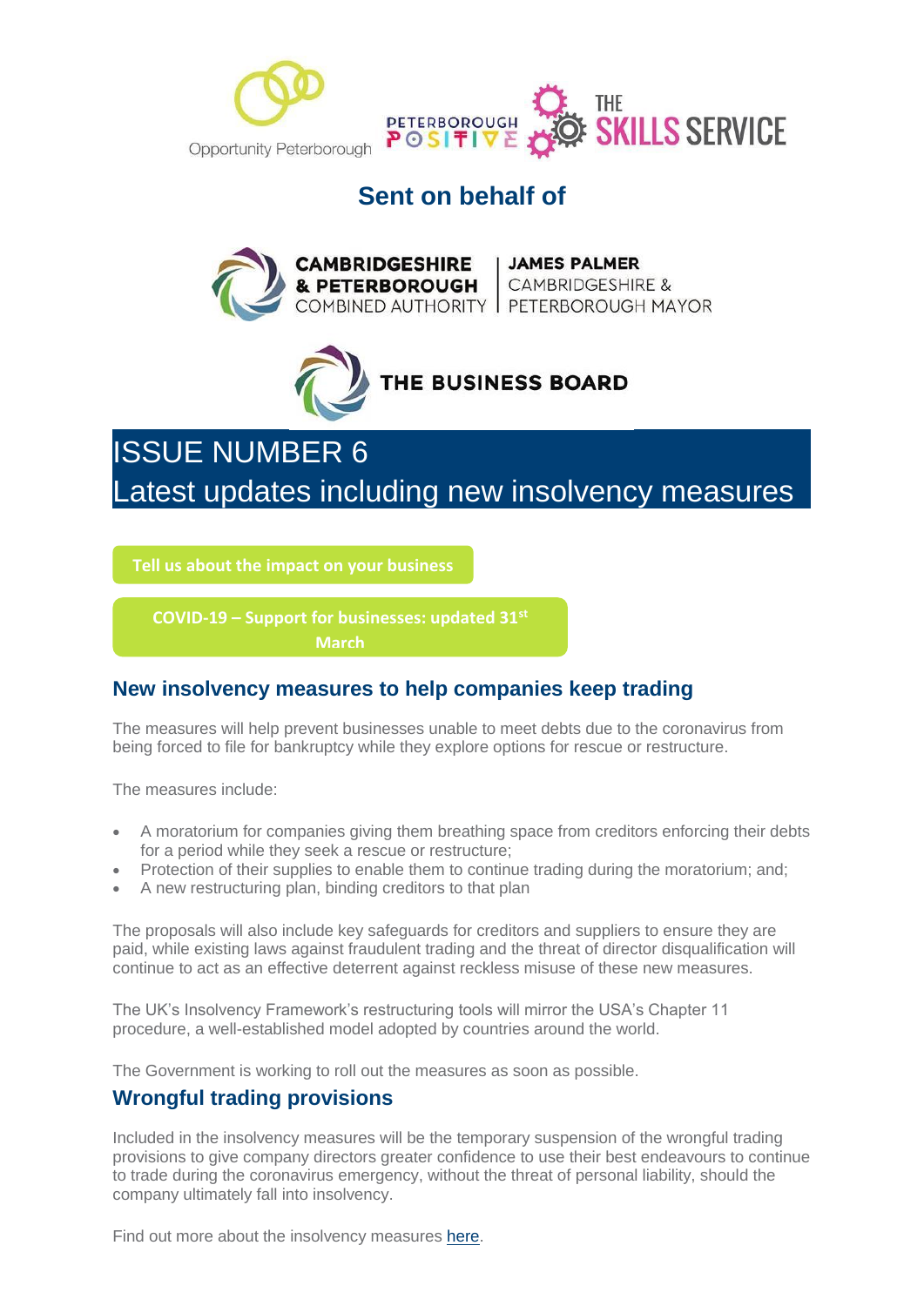Opportunity Peterborough | Peterborough Positive | The Skills Service

## Sent on behalf of

CAMBRIDGESHIRE & PETERBOROUGH COMBINED AUTHORITY | JAMES PALMER CAMBRIDGESHIRE & PETERBOROUGH MAYOR

THE BUSINESS BOARD

# ISSUE NUMBER 6
# Latest updates including new insolvency measures

Tell us about the impact on your business

COVID-19 – Support for businesses: updated 31st March

## New insolvency measures to help companies keep trading

The measures will help prevent businesses unable to meet debts due to the coronavirus from being forced to file for bankruptcy while they explore options for rescue or restructure.

The measures include:

- A moratorium for companies giving them breathing space from creditors enforcing their debts for a period while they seek a rescue or restructure;
- Protection of their supplies to enable them to continue trading during the moratorium; and;
- A new restructuring plan, binding creditors to that plan

The proposals will also include key safeguards for creditors and suppliers to ensure they are paid, while existing laws against fraudulent trading and the threat of director disqualification will continue to act as an effective deterrent against reckless misuse of these new measures.

The UK's Insolvency Framework's restructuring tools will mirror the USA's Chapter 11 procedure, a well-established model adopted by countries around the world.

The Government is working to roll out the measures as soon as possible.

## Wrongful trading provisions

Included in the insolvency measures will be the temporary suspension of the wrongful trading provisions to give company directors greater confidence to use their best endeavours to continue to trade during the coronavirus emergency, without the threat of personal liability, should the company ultimately fall into insolvency.

Find out more about the insolvency measures here.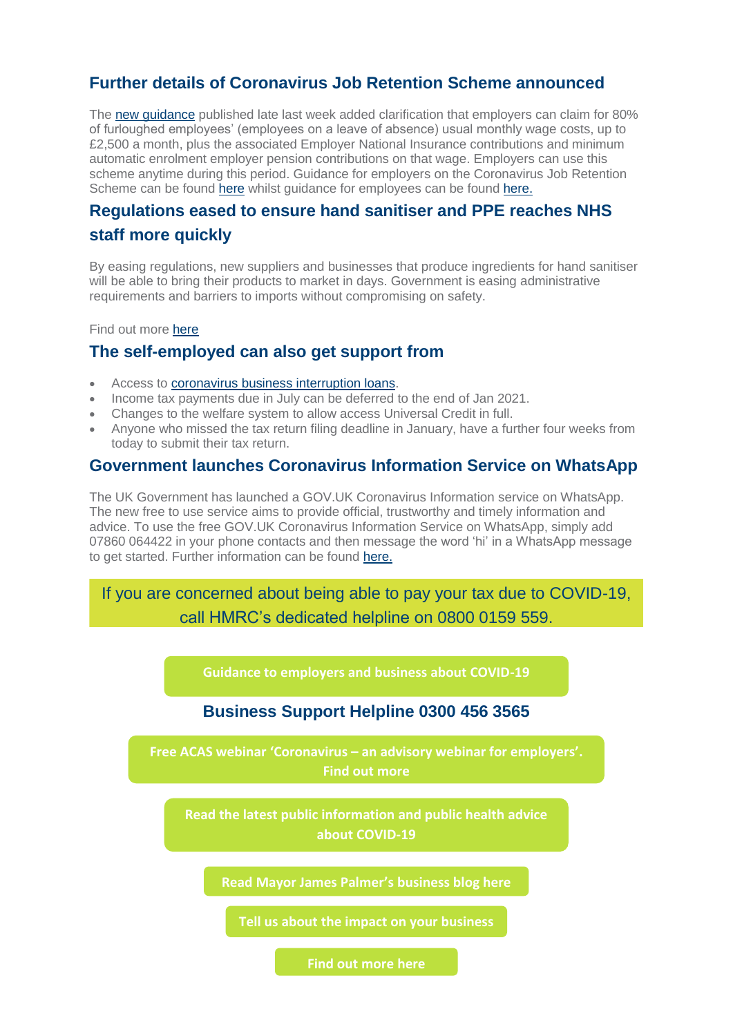## Further details of Coronavirus Job Retention Scheme announced

The new guidance published late last week added clarification that employers can claim for 80% of furloughed employees' (employees on a leave of absence) usual monthly wage costs, up to £2,500 a month, plus the associated Employer National Insurance contributions and minimum automatic enrolment employer pension contributions on that wage. Employers can use this scheme anytime during this period. Guidance for employers on the Coronavirus Job Retention Scheme can be found here whilst guidance for employees can be found here.

## Regulations eased to ensure hand sanitiser and PPE reaches NHS staff more quickly

By easing regulations, new suppliers and businesses that produce ingredients for hand sanitiser will be able to bring their products to market in days. Government is easing administrative requirements and barriers to imports without compromising on safety.

Find out more here

## The self-employed can also get support from

- Access to coronavirus business interruption loans.
- Income tax payments due in July can be deferred to the end of Jan 2021.
- Changes to the welfare system to allow access Universal Credit in full.
- Anyone who missed the tax return filing deadline in January, have a further four weeks from today to submit their tax return.

## Government launches Coronavirus Information Service on WhatsApp

The UK Government has launched a GOV.UK Coronavirus Information service on WhatsApp. The new free to use service aims to provide official, trustworthy and timely information and advice. To use the free GOV.UK Coronavirus Information Service on WhatsApp, simply add 07860 064422 in your phone contacts and then message the word 'hi' in a WhatsApp message to get started. Further information can be found here.

If you are concerned about being able to pay your tax due to COVID-19, call HMRC's dedicated helpline on 0800 0159 559.

**Guidance to employers and business about COVID-19**

**Business Support Helpline 0300 456 3565**

**Free ACAS webinar 'Coronavirus – an advisory webinar for employers'. Find out more**

**Read the latest public information and public health advice about COVID-19**

**Read Mayor James Palmer's business blog here**

**Tell us about the impact on your business**

**Find out more here**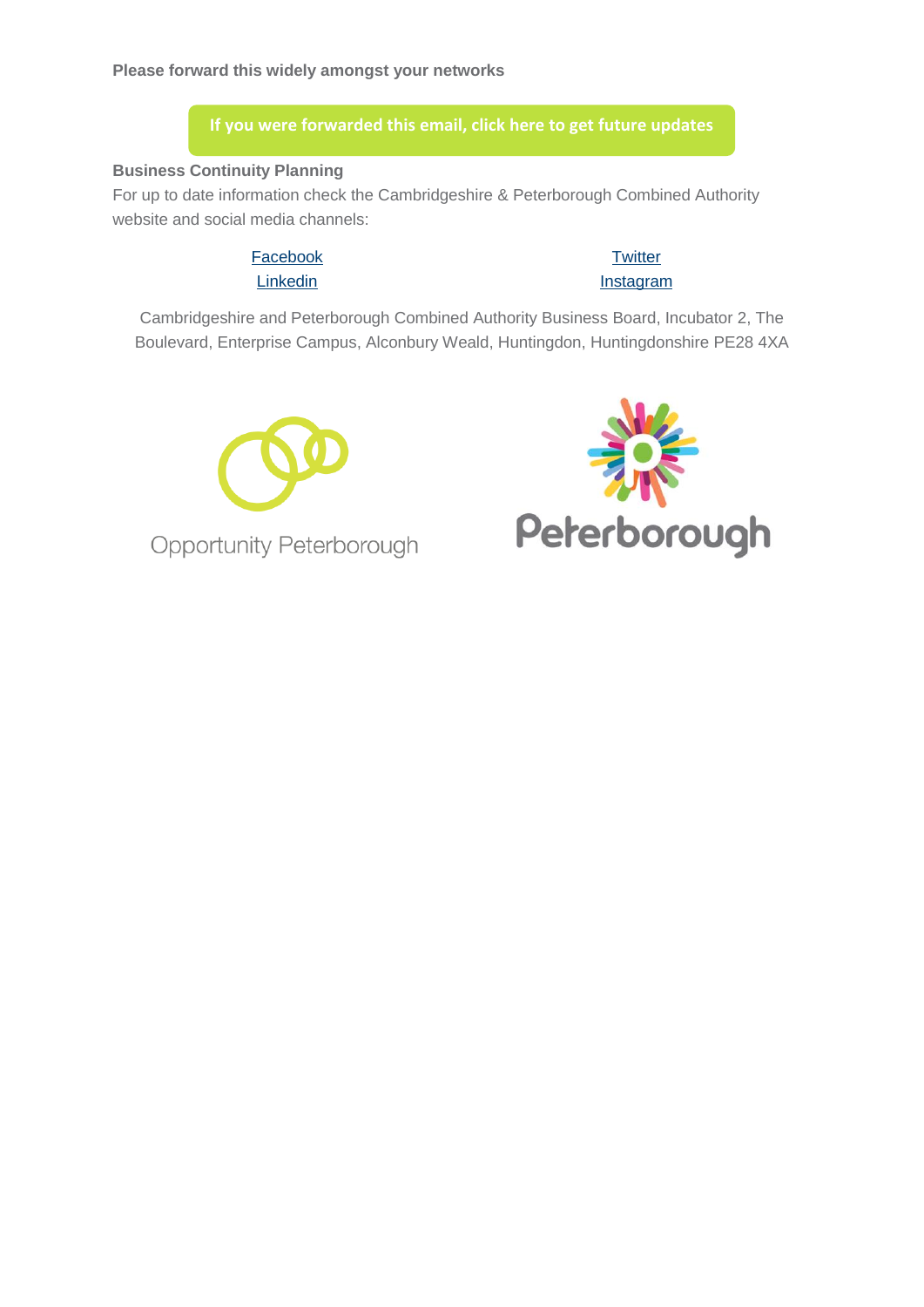**Please forward this widely amongst your networks**

If you were forwarded this email, click here to get future updates

**Business Continuity Planning**

For up to date information check the Cambridgeshire & Peterborough Combined Authority website and social media channels:

Facebook

Twitter

Linkedin

Instagram

Cambridgeshire and Peterborough Combined Authority Business Board, Incubator 2, The Boulevard, Enterprise Campus, Alconbury Weald, Huntingdon, Huntingdonshire PE28 4XA

Opportunity Peterborough

Peterborough